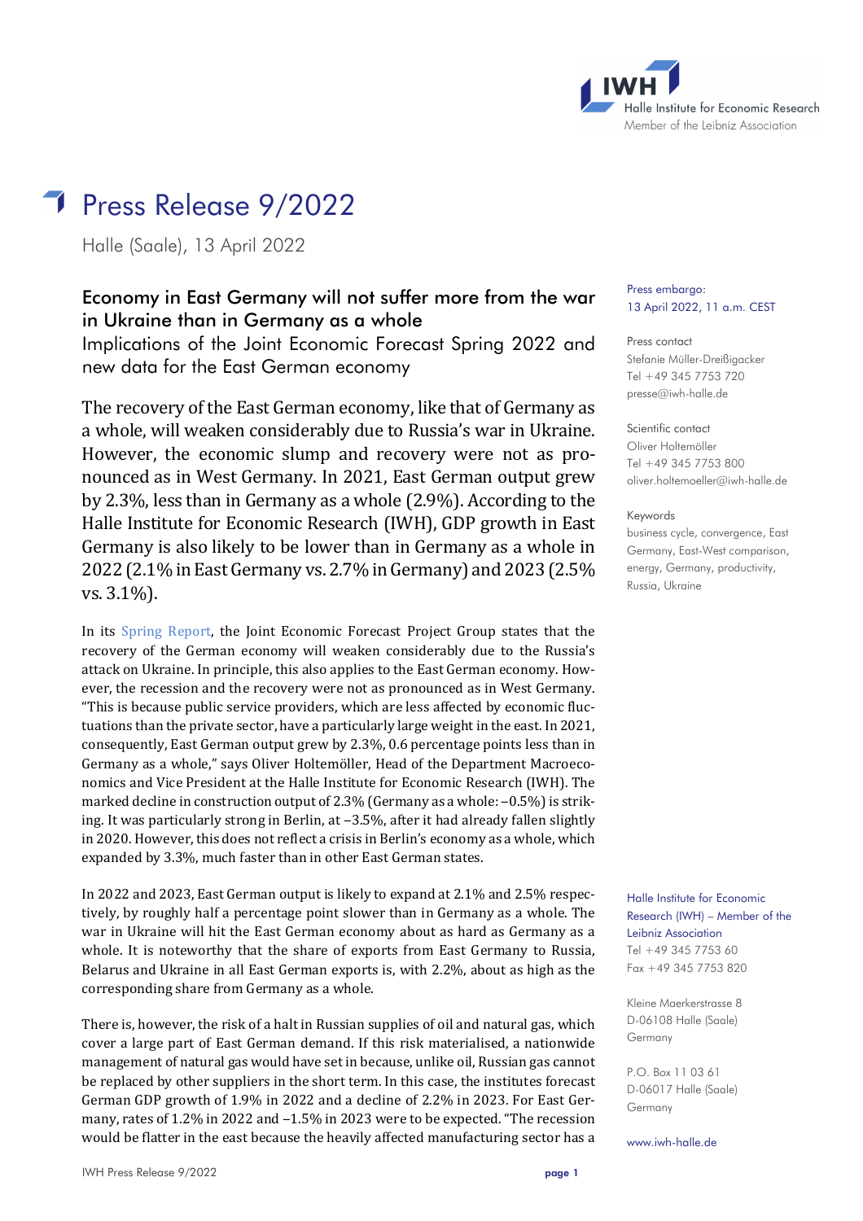# Press Release 9/2022

Halle (Saale), 13 April 2022

## Economy in East Germany will not suffer more from the war in Ukraine than in Germany as a whole

Implications of the Joint Economic Forecast Spring 2022 and new data for the East German economy

**The recovery of the East German economy, like that of Germany as a whole, will weaken considerably due to Russia's war in Ukraine. However, the economic slump and recovery were not as pronounced as in West Germany. In 2021, East German output grew by 2.3%, less than in Germany as a whole (2.9%). According to the Halle Institute for Economic Research (IWH), GDP growth in East Germany is also likely to be lower than in Germany as a whole in 2022 (2.1% in East Germany vs. 2.7% in Germany) and 2023 (2.5% vs. 3.1%).**

In its Spring Report, the Joint Economic Forecast Project Group states that the recovery of the German economy will weaken considerably due to the Russia's attack on Ukraine. In principle, this also applies to the East German economy. However, the recession and the recovery were not as pronounced as in West Germany. "This is because public service providers, which are less affected by economic fluctuations than the private sector, have a particularly large weight in the east. In 2021, consequently, East German output grew by 2.3%, 0.6 percentage points less than in Germany as a whole," says Oliver Holtemöller, Head of the Department Macroeconomics and Vice President at the Halle Institute for Economic Research (IWH). The marked decline in construction output of 2.3% (Germany as a whole: –0.5%) is striking. It was particularly strong in Berlin, at –3.5%, after it had already fallen slightly in 2020. However, this does not reflect a crisis in Berlin's economy as a whole, which expanded by 3.3%, much faster than in other East German states.

In 2022 and 2023, East German output is likely to expand at 2.1% and 2.5% respectively, by roughly half a percentage point slower than in Germany as a whole. The war in Ukraine will hit the East German economy about as hard as Germany as a whole. It is noteworthy that the share of exports from East Germany to Russia, Belarus and Ukraine in all East German exports is, with 2.2%, about as high as the corresponding share from Germany as a whole.

There is, however, the risk of a halt in Russian supplies of oil and natural gas, which cover a large part of East German demand. If this risk materialised, a nationwide management of natural gas would have set in because, unlike oil, Russian gas cannot be replaced by other suppliers in the short term. In this case, the institutes forecast German GDP growth of 1.9% in 2022 and a decline of 2.2% in 2023. For East Germany, rates of 1.2% in 2022 and –1.5% in 2023 were to be expected. "The recession would be flatter in the east because the heavily affected manufacturing sector has a

---

Press embargo:
13 April 2022, 11 a.m. CEST

Press contact
Stefanie Müller-Dreißigacker
Tel +49 345 7753 720
presse@iwh-halle.de

Scientific contact
Oliver Holtemöller
Tel +49 345 7753 800
oliver.holtemoeller@iwh-halle.de

Keywords
business cycle, convergence, East Germany, East-West comparison, energy, Germany, productivity, Russia, Ukraine

Halle Institute for Economic Research (IWH) – Member of the Leibniz Association
Tel +49 345 7753 60
Fax +49 345 7753 820

Kleine Maerkerstrasse 8
D-06108 Halle (Saale)
Germany

P.O. Box 11 03 61
D-06017 Halle (Saale)
Germany

www.iwh-halle.de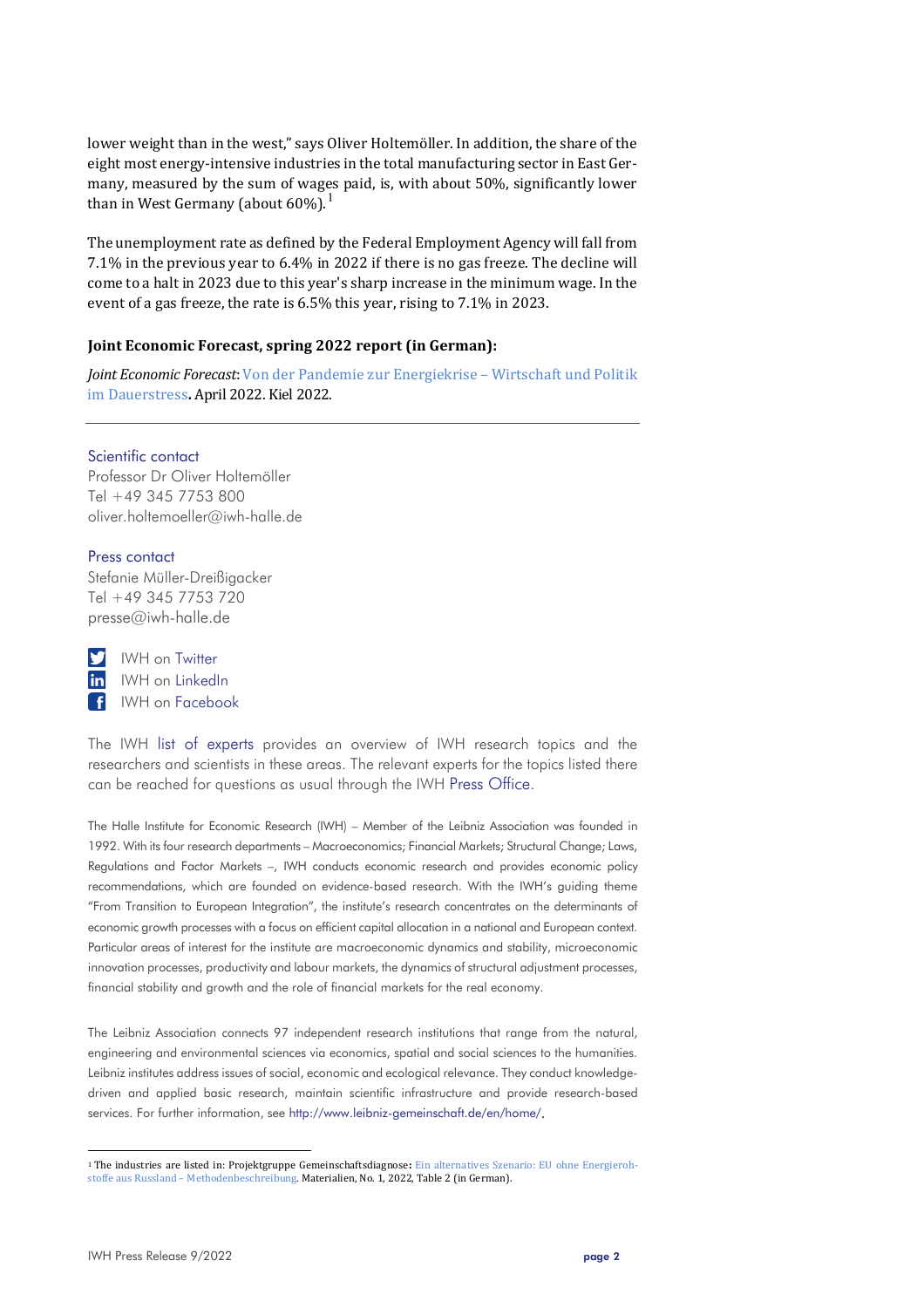lower weight than in the west," says Oliver Holtemöller. In addition, the share of the eight most energy-intensive industries in the total manufacturing sector in East Germany, measured by the sum of wages paid, is, with about 50%, significantly lower than in West Germany (about 60%).[1]

The unemployment rate as defined by the Federal Employment Agency will fall from 7.1% in the previous year to 6.4% in 2022 if there is no gas freeze. The decline will come to a halt in 2023 due to this year's sharp increase in the minimum wage. In the event of a gas freeze, the rate is 6.5% this year, rising to 7.1% in 2023.

**Joint Economic Forecast, spring 2022 report (in German):**

*Joint Economic Forecast*: Von der Pandemie zur Energiekrise – Wirtschaft und Politik im Dauerstress**.** April 2022. Kiel 2022.

---

Scientific contact
Professor Dr Oliver Holtemöller
Tel +49 345 7753 800
oliver.holtemoeller@iwh-halle.de

Press contact
Stefanie Müller-Dreißigacker
Tel +49 345 7753 720
presse@iwh-halle.de

IWH on Twitter
IWH on LinkedIn
IWH on Facebook

The IWH list of experts provides an overview of IWH research topics and the researchers and scientists in these areas. The relevant experts for the topics listed there can be reached for questions as usual through the IWH Press Office.

The Halle Institute for Economic Research (IWH) – Member of the Leibniz Association was founded in 1992. With its four research departments – Macroeconomics; Financial Markets; Structural Change; Laws, Regulations and Factor Markets –, IWH conducts economic research and provides economic policy recommendations, which are founded on evidence-based research. With the IWH's guiding theme "From Transition to European Integration", the institute's research concentrates on the determinants of economic growth processes with a focus on efficient capital allocation in a national and European context. Particular areas of interest for the institute are macroeconomic dynamics and stability, microeconomic innovation processes, productivity and labour markets, the dynamics of structural adjustment processes, financial stability and growth and the role of financial markets for the real economy.

The Leibniz Association connects 97 independent research institutions that range from the natural, engineering and environmental sciences via economics, spatial and social sciences to the humanities. Leibniz institutes address issues of social, economic and ecological relevance. They conduct knowledge-driven and applied basic research, maintain scientific infrastructure and provide research-based services. For further information, see http://www.leibniz-gemeinschaft.de/en/home/.

---

[1] The industries are listed in: Projektgruppe Gemeinschaftsdiagnose**:** Ein alternatives Szenario: EU ohne Energierohstoffe aus Russland – Methodenbeschreibung. Materialien, No. 1, 2022, Table 2 (in German).